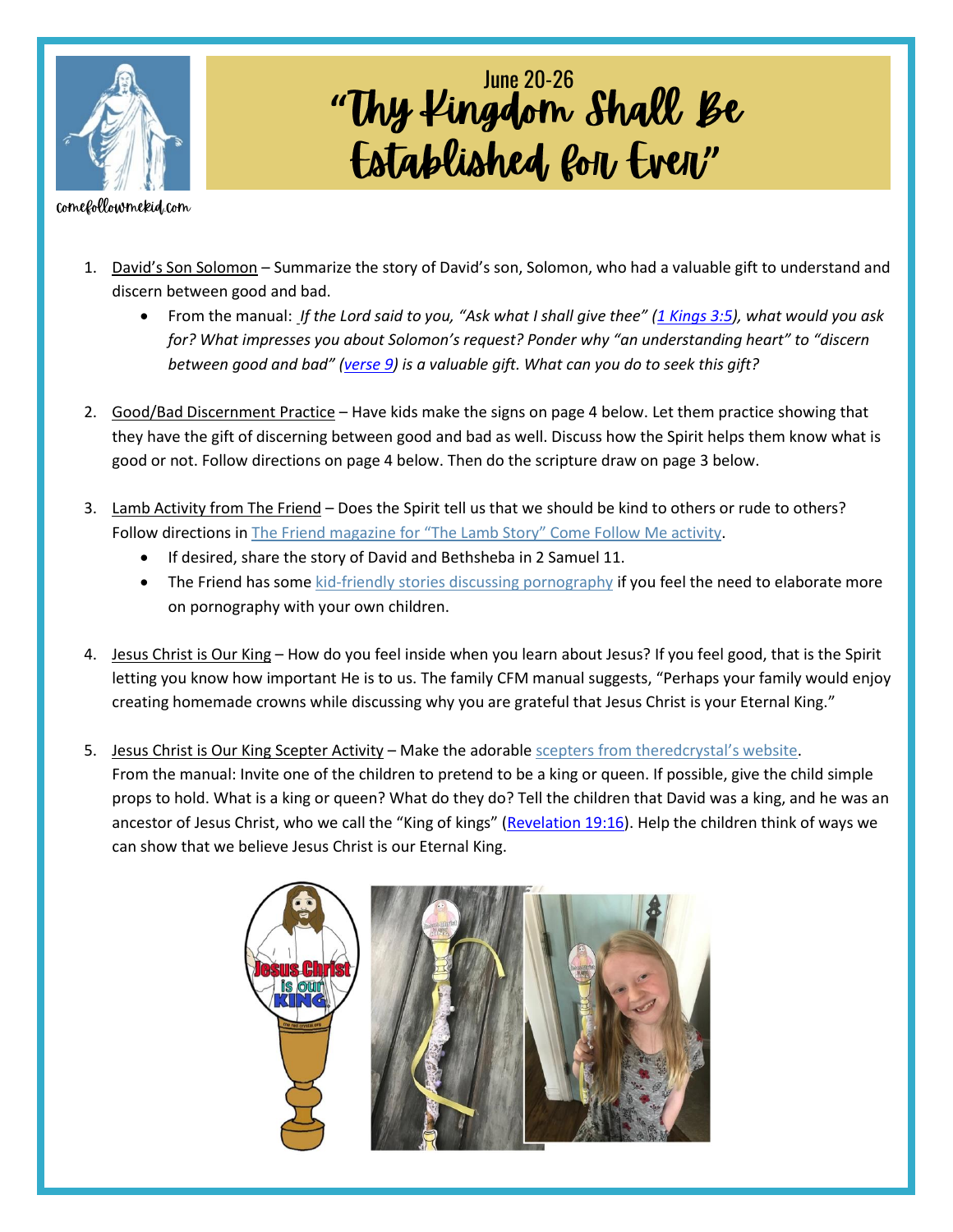comefollowmekid.com

# June 20-26
# "Thy Kingdom Shall Be Established for Ever"

1. David's Son Solomon – Summarize the story of David's son, Solomon, who had a valuable gift to understand and discern between good and bad.
   - From the manual: *If the Lord said to you, "Ask what I shall give thee" (1 Kings 3:5), what would you ask for? What impresses you about Solomon's request? Ponder why "an understanding heart" to "discern between good and bad" (verse 9) is a valuable gift. What can you do to seek this gift?*

2. Good/Bad Discernment Practice – Have kids make the signs on page 4 below. Let them practice showing that they have the gift of discerning between good and bad as well. Discuss how the Spirit helps them know what is good or not. Follow directions on page 4 below. Then do the scripture draw on page 3 below.

3. Lamb Activity from The Friend – Does the Spirit tell us that we should be kind to others or rude to others? Follow directions in The Friend magazine for "The Lamb Story" Come Follow Me activity.
   - If desired, share the story of David and Bethsheba in 2 Samuel 11.
   - The Friend has some kid-friendly stories discussing pornography if you feel the need to elaborate more on pornography with your own children.

4. Jesus Christ is Our King – How do you feel inside when you learn about Jesus? If you feel good, that is the Spirit letting you know how important He is to us. The family CFM manual suggests, "Perhaps your family would enjoy creating homemade crowns while discussing why you are grateful that Jesus Christ is your Eternal King."

5. Jesus Christ is Our King Scepter Activity – Make the adorable scepters from theredcrystal's website. From the manual: Invite one of the children to pretend to be a king or queen. If possible, give the child simple props to hold. What is a king or queen? What do they do? Tell the children that David was a king, and he was an ancestor of Jesus Christ, who we call the "King of kings" (Revelation 19:16). Help the children think of ways we can show that we believe Jesus Christ is our Eternal King.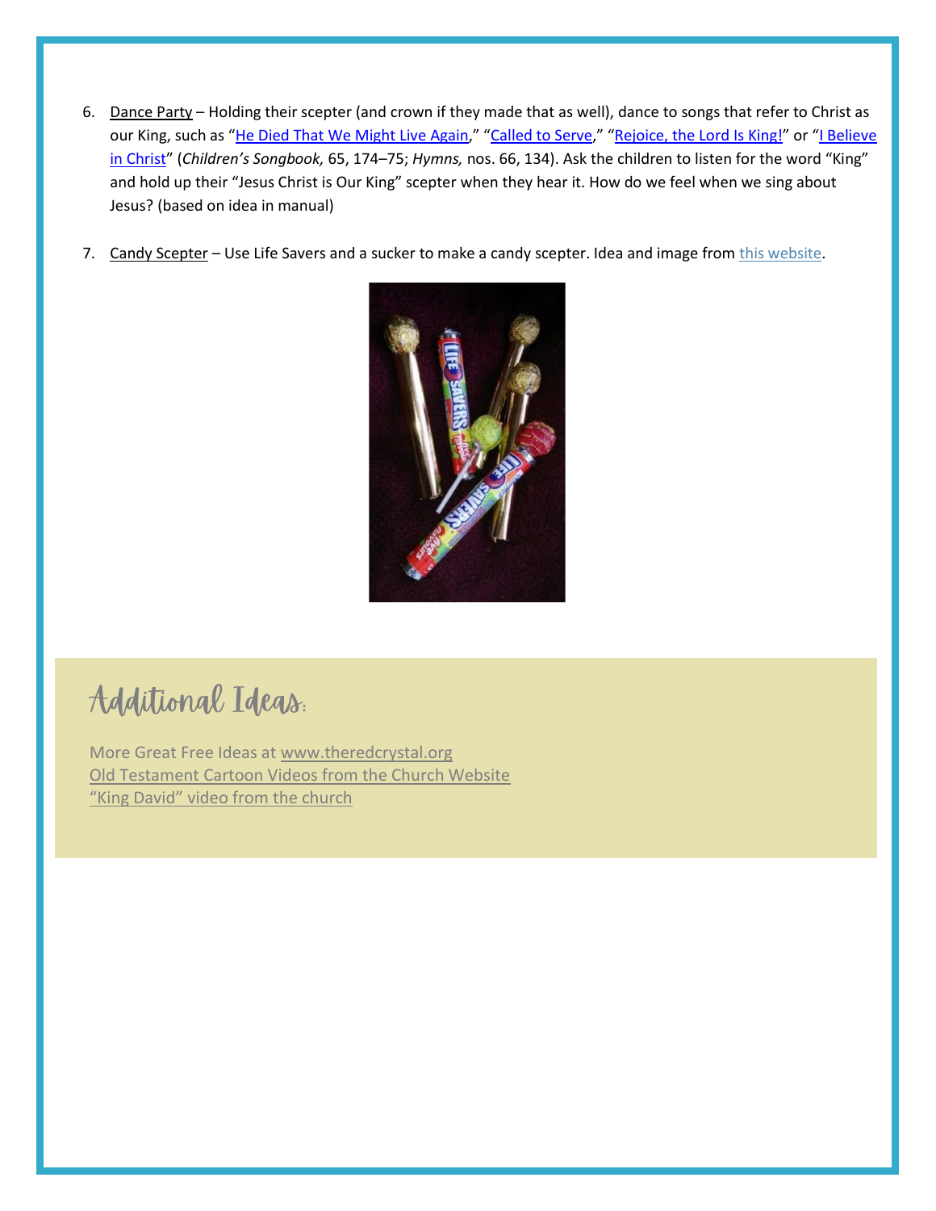6. Dance Party – Holding their scepter (and crown if they made that as well), dance to songs that refer to Christ as our King, such as "He Died That We Might Live Again," "Called to Serve," "Rejoice, the Lord Is King!" or "I Believe in Christ" (*Children's Songbook,* 65, 174–75; *Hymns,* nos. 66, 134). Ask the children to listen for the word "King" and hold up their "Jesus Christ is Our King" scepter when they hear it. How do we feel when we sing about Jesus? (based on idea in manual)

7. Candy Scepter – Use Life Savers and a sucker to make a candy scepter. Idea and image from this website.

## Additional Ideas:

More Great Free Ideas at www.theredcrystal.org
Old Testament Cartoon Videos from the Church Website
"King David" video from the church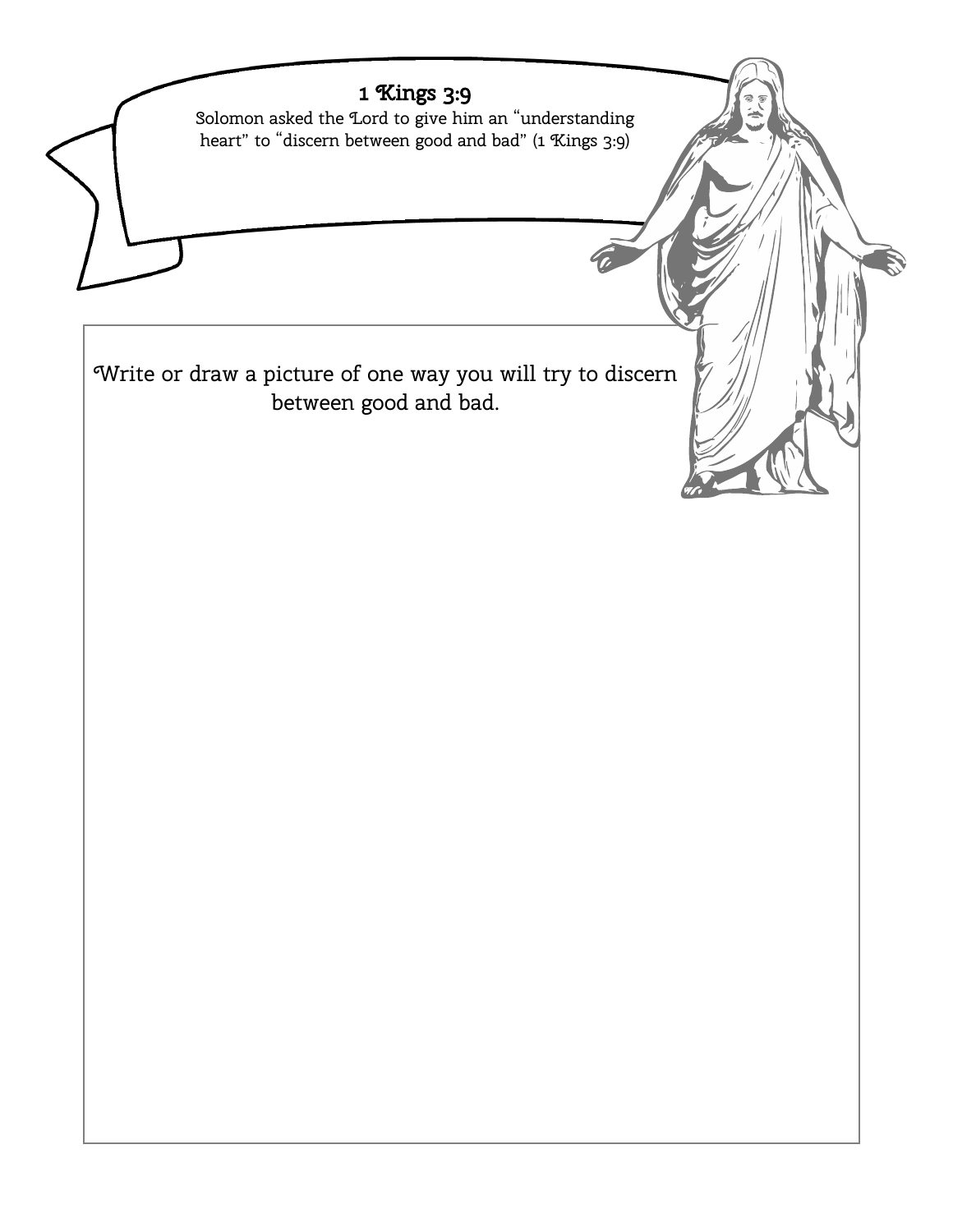## 1 Kings 3:9

Solomon asked the Lord to give him an "understanding heart" to "discern between good and bad" (1 Kings 3:9)

Write or draw a picture of one way you will try to discern between good and bad.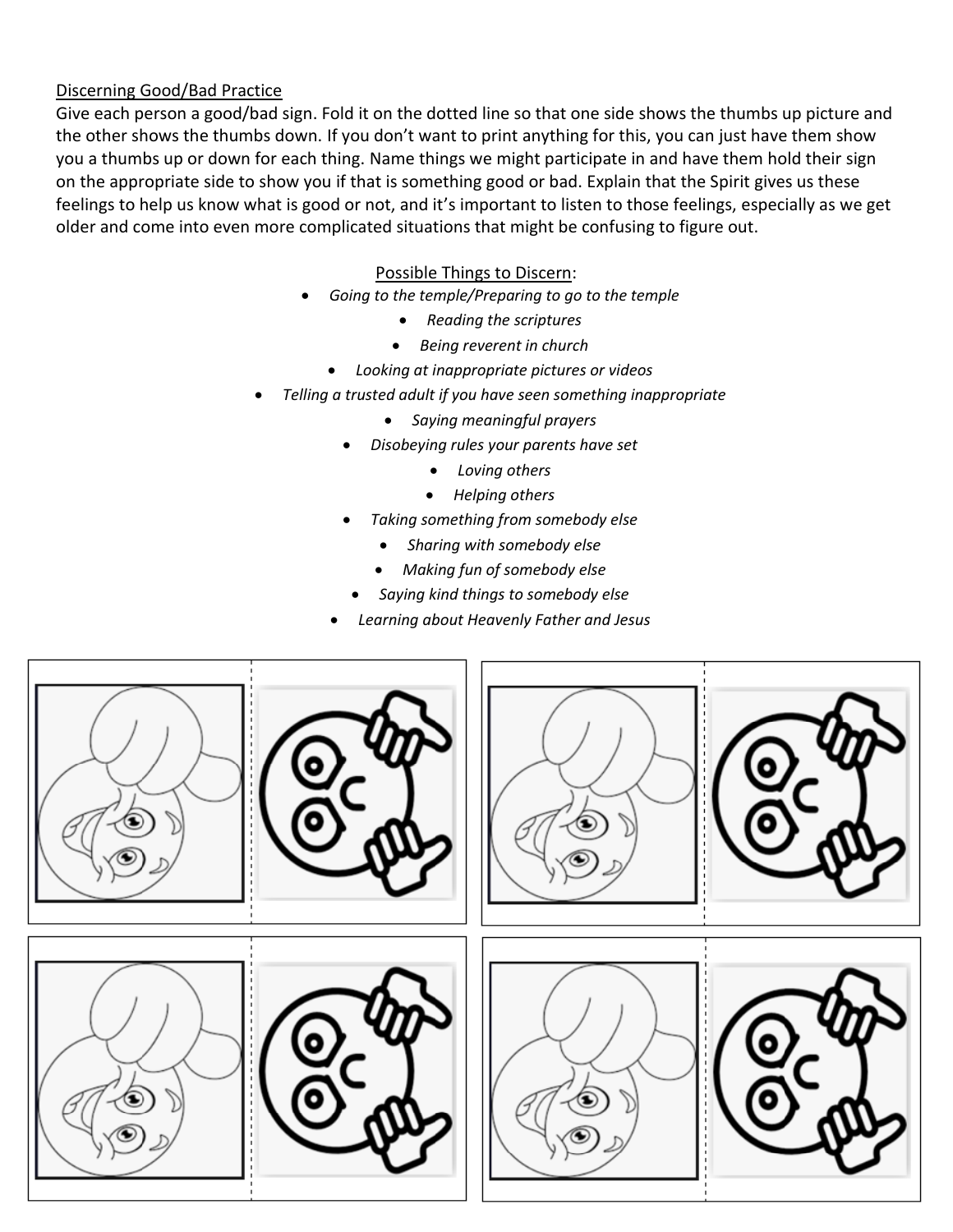Discerning Good/Bad Practice

Give each person a good/bad sign. Fold it on the dotted line so that one side shows the thumbs up picture and the other shows the thumbs down. If you don't want to print anything for this, you can just have them show you a thumbs up or down for each thing. Name things we might participate in and have them hold their sign on the appropriate side to show you if that is something good or bad. Explain that the Spirit gives us these feelings to help us know what is good or not, and it's important to listen to those feelings, especially as we get older and come into even more complicated situations that might be confusing to figure out.

Possible Things to Discern:

- *Going to the temple/Preparing to go to the temple*
- *Reading the scriptures*
- *Being reverent in church*
- *Looking at inappropriate pictures or videos*
- *Telling a trusted adult if you have seen something inappropriate*
- *Saying meaningful prayers*
- *Disobeying rules your parents have set*
- *Loving others*
- *Helping others*
- *Taking something from somebody else*
- *Sharing with somebody else*
- *Making fun of somebody else*
- *Saying kind things to somebody else*
- *Learning about Heavenly Father and Jesus*